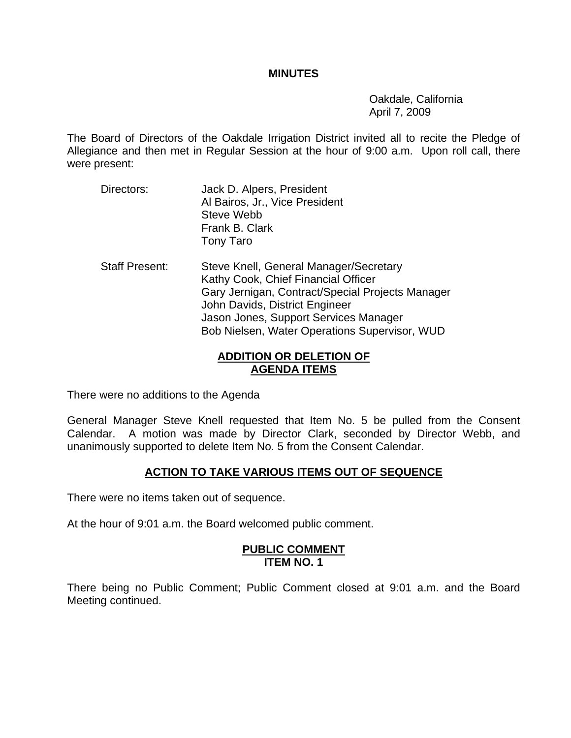**MINUTES**

Oakdale, California
April 7, 2009

The Board of Directors of the Oakdale Irrigation District invited all to recite the Pledge of Allegiance and then met in Regular Session at the hour of 9:00 a.m. Upon roll call, there were present:

| | |
|---|---|
| Directors: | Jack D. Alpers, President<br>Al Bairos, Jr., Vice President<br>Steve Webb<br>Frank B. Clark<br>Tony Taro |
| Staff Present: | Steve Knell, General Manager/Secretary<br>Kathy Cook, Chief Financial Officer<br>Gary Jernigan, Contract/Special Projects Manager<br>John Davids, District Engineer<br>Jason Jones, Support Services Manager<br>Bob Nielsen, Water Operations Supervisor, WUD |

**ADDITION OR DELETION OF AGENDA ITEMS**

There were no additions to the Agenda

General Manager Steve Knell requested that Item No. 5 be pulled from the Consent Calendar. A motion was made by Director Clark, seconded by Director Webb, and unanimously supported to delete Item No. 5 from the Consent Calendar.

**ACTION TO TAKE VARIOUS ITEMS OUT OF SEQUENCE**

There were no items taken out of sequence.

At the hour of 9:01 a.m. the Board welcomed public comment.

**PUBLIC COMMENT ITEM NO. 1**

There being no Public Comment; Public Comment closed at 9:01 a.m. and the Board Meeting continued.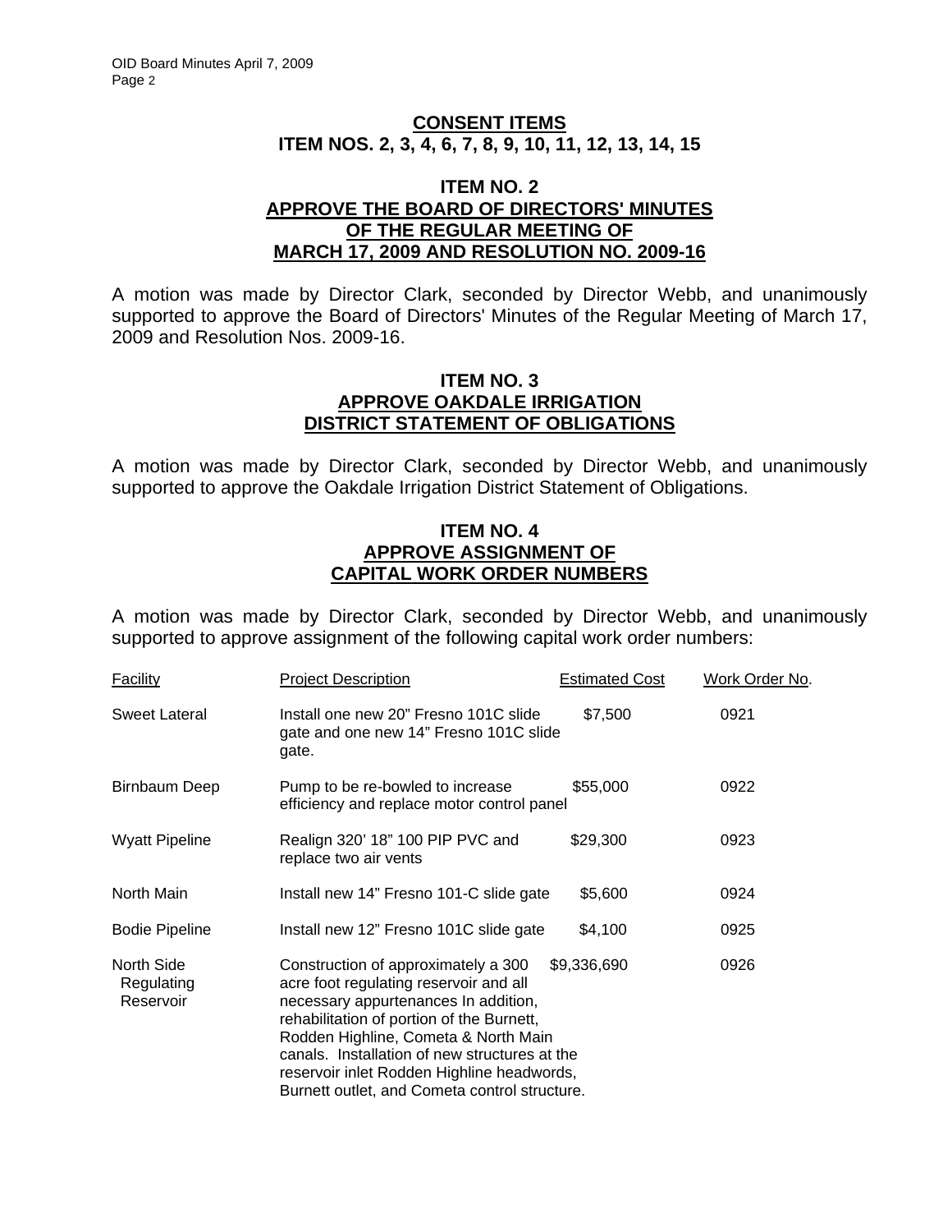## CONSENT ITEMS
## ITEM NOS. 2, 3, 4, 6, 7, 8, 9, 10, 11, 12, 13, 14, 15

### ITEM NO. 2
### APPROVE THE BOARD OF DIRECTORS' MINUTES OF THE REGULAR MEETING OF MARCH 17, 2009 AND RESOLUTION NO. 2009-16

A motion was made by Director Clark, seconded by Director Webb, and unanimously supported to approve the Board of Directors' Minutes of the Regular Meeting of March 17, 2009 and Resolution Nos. 2009-16.

### ITEM NO. 3
### APPROVE OAKDALE IRRIGATION DISTRICT STATEMENT OF OBLIGATIONS

A motion was made by Director Clark, seconded by Director Webb, and unanimously supported to approve the Oakdale Irrigation District Statement of Obligations.

### ITEM NO. 4
### APPROVE ASSIGNMENT OF CAPITAL WORK ORDER NUMBERS

A motion was made by Director Clark, seconded by Director Webb, and unanimously supported to approve assignment of the following capital work order numbers:

| Facility | Project Description | Estimated Cost | Work Order No. |
|---|---|---|---|
| Sweet Lateral | Install one new 20" Fresno 101C slide gate and one new 14" Fresno 101C slide gate. | $7,500 | 0921 |
| Birnbaum Deep | Pump to be re-bowled to increase efficiency and replace motor control panel | $55,000 | 0922 |
| Wyatt Pipeline | Realign 320' 18" 100 PIP PVC and replace two air vents | $29,300 | 0923 |
| North Main | Install new 14" Fresno 101-C slide gate | $5,600 | 0924 |
| Bodie Pipeline | Install new 12" Fresno 101C slide gate | $4,100 | 0925 |
| North Side Regulating Reservoir | Construction of approximately a 300 acre foot regulating reservoir and all necessary appurtenances In addition, rehabilitation of portion of the Burnett, Rodden Highline, Cometa & North Main canals. Installation of new structures at the reservoir inlet Rodden Highline headwords, Burnett outlet, and Cometa control structure. | $9,336,690 | 0926 |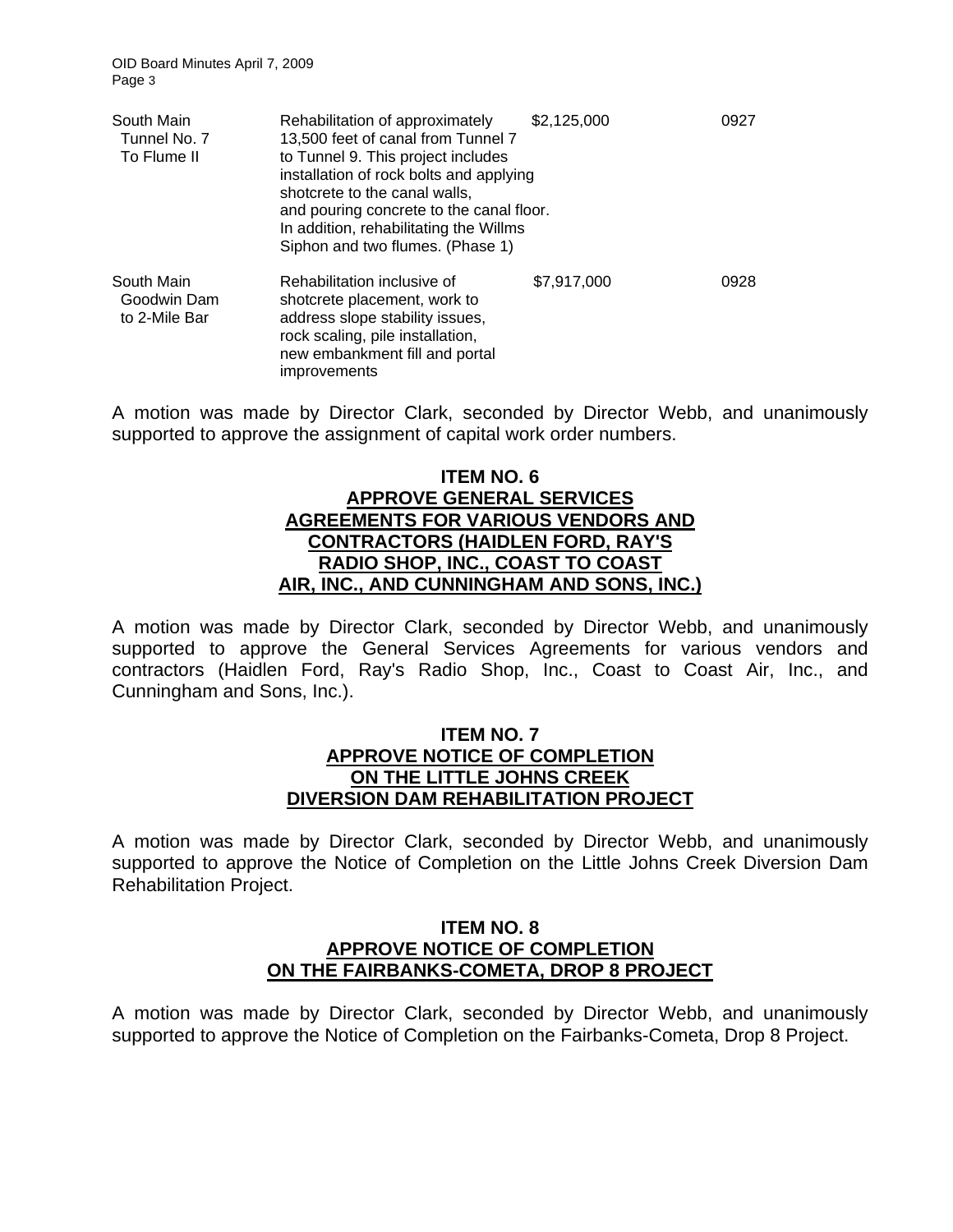| | | | |
|---|---|---|---|
| South Main Tunnel No. 7 To Flume II | Rehabilitation of approximately 13,500 feet of canal from Tunnel 7 to Tunnel 9. This project includes installation of rock bolts and applying shotcrete to the canal walls, and pouring concrete to the canal floor. In addition, rehabilitating the Willms Siphon and two flumes. (Phase 1) | $2,125,000 | 0927 |
| South Main Goodwin Dam to 2-Mile Bar | Rehabilitation inclusive of shotcrete placement, work to address slope stability issues, rock scaling, pile installation, new embankment fill and portal improvements | $7,917,000 | 0928 |

A motion was made by Director Clark, seconded by Director Webb, and unanimously supported to approve the assignment of capital work order numbers.

### ITEM NO. 6
### APPROVE GENERAL SERVICES AGREEMENTS FOR VARIOUS VENDORS AND CONTRACTORS (HAIDLEN FORD, RAY'S RADIO SHOP, INC., COAST TO COAST AIR, INC., AND CUNNINGHAM AND SONS, INC.)

A motion was made by Director Clark, seconded by Director Webb, and unanimously supported to approve the General Services Agreements for various vendors and contractors (Haidlen Ford, Ray's Radio Shop, Inc., Coast to Coast Air, Inc., and Cunningham and Sons, Inc.).

### ITEM NO. 7
### APPROVE NOTICE OF COMPLETION ON THE LITTLE JOHNS CREEK DIVERSION DAM REHABILITATION PROJECT

A motion was made by Director Clark, seconded by Director Webb, and unanimously supported to approve the Notice of Completion on the Little Johns Creek Diversion Dam Rehabilitation Project.

### ITEM NO. 8
### APPROVE NOTICE OF COMPLETION ON THE FAIRBANKS-COMETA, DROP 8 PROJECT

A motion was made by Director Clark, seconded by Director Webb, and unanimously supported to approve the Notice of Completion on the Fairbanks-Cometa, Drop 8 Project.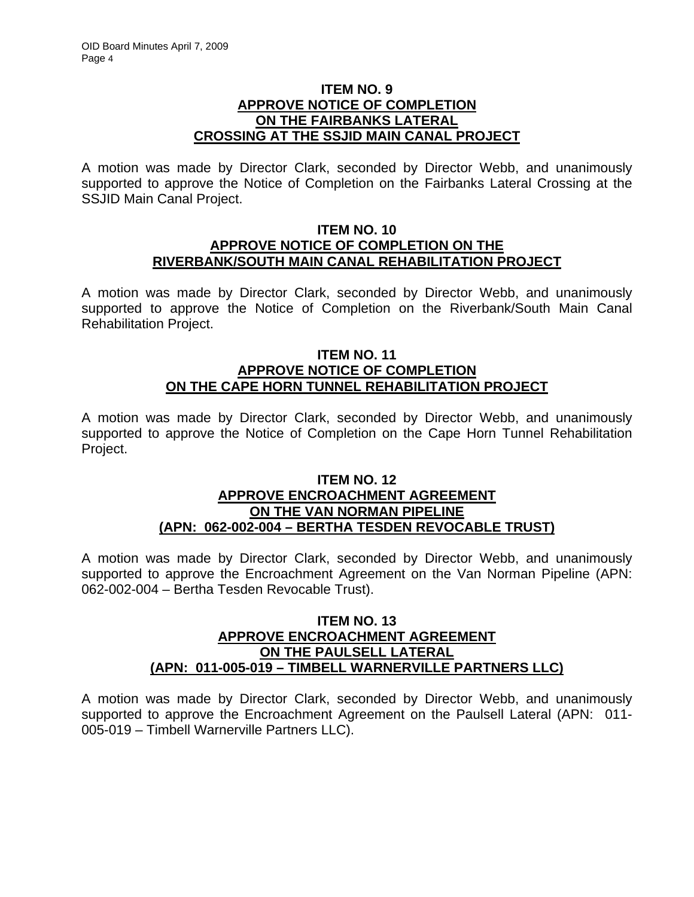**ITEM NO. 9**
**APPROVE NOTICE OF COMPLETION ON THE FAIRBANKS LATERAL CROSSING AT THE SSJID MAIN CANAL PROJECT**

A motion was made by Director Clark, seconded by Director Webb, and unanimously supported to approve the Notice of Completion on the Fairbanks Lateral Crossing at the SSJID Main Canal Project.

**ITEM NO. 10**
**APPROVE NOTICE OF COMPLETION ON THE RIVERBANK/SOUTH MAIN CANAL REHABILITATION PROJECT**

A motion was made by Director Clark, seconded by Director Webb, and unanimously supported to approve the Notice of Completion on the Riverbank/South Main Canal Rehabilitation Project.

**ITEM NO. 11**
**APPROVE NOTICE OF COMPLETION ON THE CAPE HORN TUNNEL REHABILITATION PROJECT**

A motion was made by Director Clark, seconded by Director Webb, and unanimously supported to approve the Notice of Completion on the Cape Horn Tunnel Rehabilitation Project.

**ITEM NO. 12**
**APPROVE ENCROACHMENT AGREEMENT ON THE VAN NORMAN PIPELINE (APN: 062-002-004 – BERTHA TESDEN REVOCABLE TRUST)**

A motion was made by Director Clark, seconded by Director Webb, and unanimously supported to approve the Encroachment Agreement on the Van Norman Pipeline (APN: 062-002-004 – Bertha Tesden Revocable Trust).

**ITEM NO. 13**
**APPROVE ENCROACHMENT AGREEMENT ON THE PAULSELL LATERAL (APN: 011-005-019 – TIMBELL WARNERVILLE PARTNERS LLC)**

A motion was made by Director Clark, seconded by Director Webb, and unanimously supported to approve the Encroachment Agreement on the Paulsell Lateral (APN: 011-005-019 – Timbell Warnerville Partners LLC).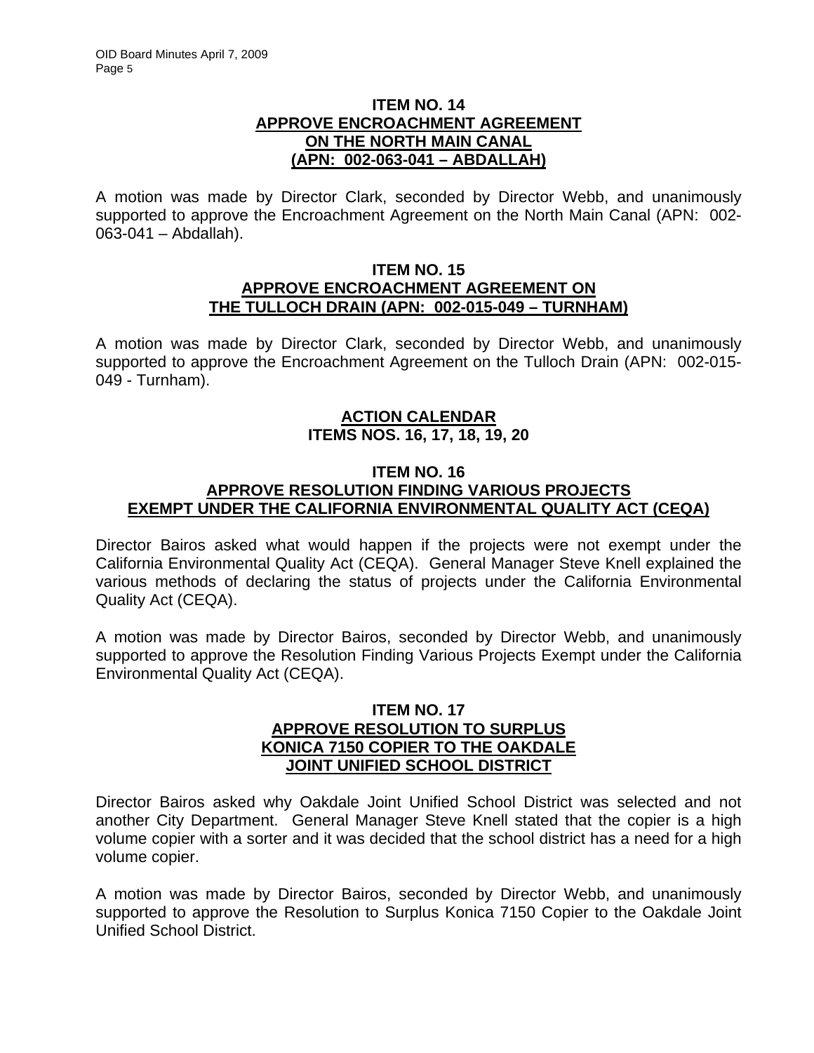**ITEM NO. 14**
**APPROVE ENCROACHMENT AGREEMENT ON THE NORTH MAIN CANAL (APN: 002-063-041 – ABDALLAH)**

A motion was made by Director Clark, seconded by Director Webb, and unanimously supported to approve the Encroachment Agreement on the North Main Canal (APN: 002-063-041 – Abdallah).

**ITEM NO. 15**
**APPROVE ENCROACHMENT AGREEMENT ON THE TULLOCH DRAIN (APN: 002-015-049 – TURNHAM)**

A motion was made by Director Clark, seconded by Director Webb, and unanimously supported to approve the Encroachment Agreement on the Tulloch Drain (APN: 002-015-049 - Turnham).

**ACTION CALENDAR**
**ITEMS NOS. 16, 17, 18, 19, 20**

**ITEM NO. 16**
**APPROVE RESOLUTION FINDING VARIOUS PROJECTS EXEMPT UNDER THE CALIFORNIA ENVIRONMENTAL QUALITY ACT (CEQA)**

Director Bairos asked what would happen if the projects were not exempt under the California Environmental Quality Act (CEQA). General Manager Steve Knell explained the various methods of declaring the status of projects under the California Environmental Quality Act (CEQA).

A motion was made by Director Bairos, seconded by Director Webb, and unanimously supported to approve the Resolution Finding Various Projects Exempt under the California Environmental Quality Act (CEQA).

**ITEM NO. 17**
**APPROVE RESOLUTION TO SURPLUS KONICA 7150 COPIER TO THE OAKDALE JOINT UNIFIED SCHOOL DISTRICT**

Director Bairos asked why Oakdale Joint Unified School District was selected and not another City Department. General Manager Steve Knell stated that the copier is a high volume copier with a sorter and it was decided that the school district has a need for a high volume copier.

A motion was made by Director Bairos, seconded by Director Webb, and unanimously supported to approve the Resolution to Surplus Konica 7150 Copier to the Oakdale Joint Unified School District.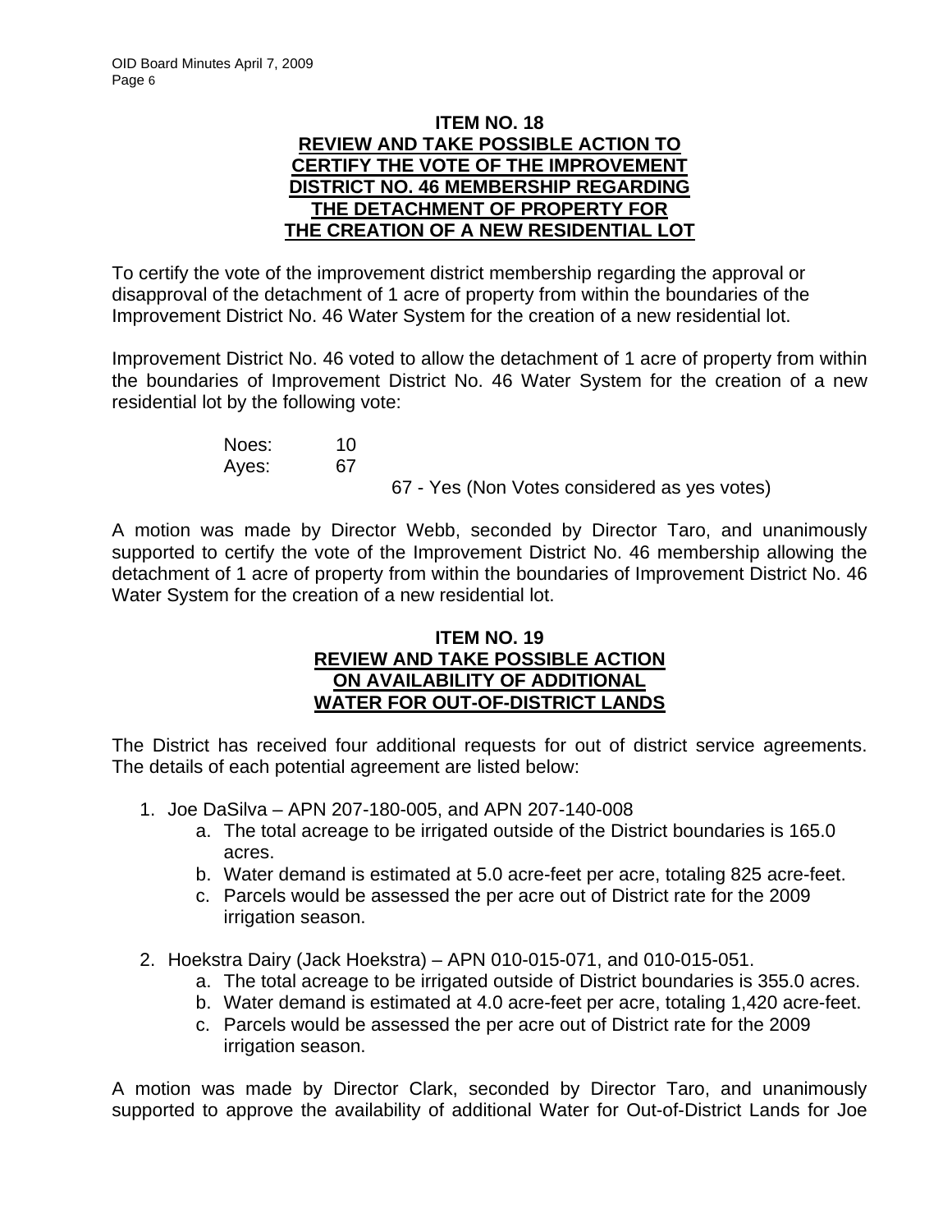### ITEM NO. 18
### REVIEW AND TAKE POSSIBLE ACTION TO CERTIFY THE VOTE OF THE IMPROVEMENT DISTRICT NO. 46 MEMBERSHIP REGARDING THE DETACHMENT OF PROPERTY FOR THE CREATION OF A NEW RESIDENTIAL LOT

To certify the vote of the improvement district membership regarding the approval or disapproval of the detachment of 1 acre of property from within the boundaries of the Improvement District No. 46 Water System for the creation of a new residential lot.

Improvement District No. 46 voted to allow the detachment of 1 acre of property from within the boundaries of Improvement District No. 46 Water System for the creation of a new residential lot by the following vote:

| | | |
|---|---|---|
| Noes: | 10 | |
| Ayes: | 67 | |
| | | 67 - Yes (Non Votes considered as yes votes) |

A motion was made by Director Webb, seconded by Director Taro, and unanimously supported to certify the vote of the Improvement District No. 46 membership allowing the detachment of 1 acre of property from within the boundaries of Improvement District No. 46 Water System for the creation of a new residential lot.

### ITEM NO. 19
### REVIEW AND TAKE POSSIBLE ACTION ON AVAILABILITY OF ADDITIONAL WATER FOR OUT-OF-DISTRICT LANDS

The District has received four additional requests for out of district service agreements. The details of each potential agreement are listed below:

1. Joe DaSilva – APN 207-180-005, and APN 207-140-008
   a. The total acreage to be irrigated outside of the District boundaries is 165.0 acres.
   b. Water demand is estimated at 5.0 acre-feet per acre, totaling 825 acre-feet.
   c. Parcels would be assessed the per acre out of District rate for the 2009 irrigation season.
2. Hoekstra Dairy (Jack Hoekstra) – APN 010-015-071, and 010-015-051.
   a. The total acreage to be irrigated outside of District boundaries is 355.0 acres.
   b. Water demand is estimated at 4.0 acre-feet per acre, totaling 1,420 acre-feet.
   c. Parcels would be assessed the per acre out of District rate for the 2009 irrigation season.

A motion was made by Director Clark, seconded by Director Taro, and unanimously supported to approve the availability of additional Water for Out-of-District Lands for Joe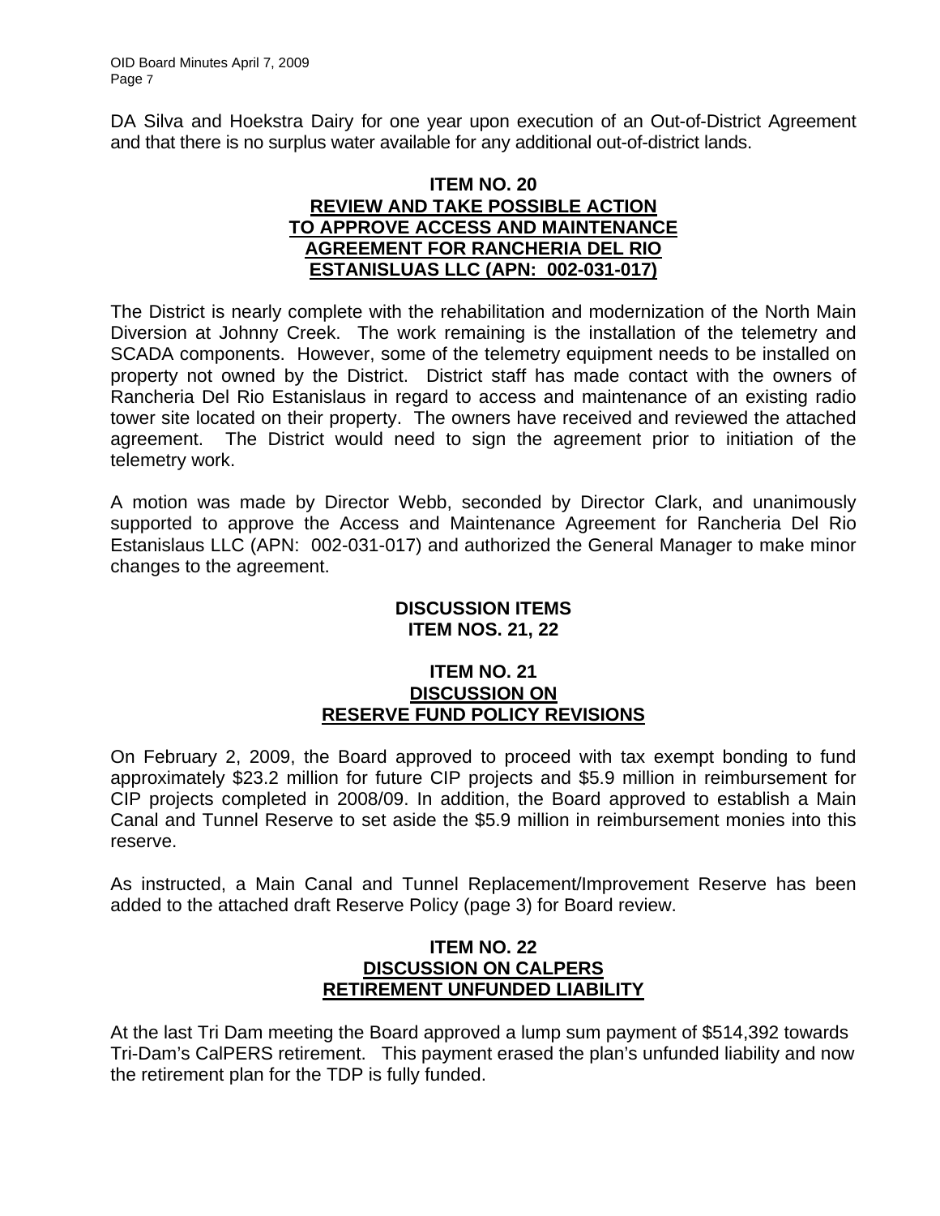DA Silva and Hoekstra Dairy for one year upon execution of an Out-of-District Agreement and that there is no surplus water available for any additional out-of-district lands.

**ITEM NO. 20**
**REVIEW AND TAKE POSSIBLE ACTION TO APPROVE ACCESS AND MAINTENANCE AGREEMENT FOR RANCHERIA DEL RIO ESTANISLUAS LLC (APN: 002-031-017)**

The District is nearly complete with the rehabilitation and modernization of the North Main Diversion at Johnny Creek. The work remaining is the installation of the telemetry and SCADA components. However, some of the telemetry equipment needs to be installed on property not owned by the District. District staff has made contact with the owners of Rancheria Del Rio Estanislaus in regard to access and maintenance of an existing radio tower site located on their property. The owners have received and reviewed the attached agreement. The District would need to sign the agreement prior to initiation of the telemetry work.

A motion was made by Director Webb, seconded by Director Clark, and unanimously supported to approve the Access and Maintenance Agreement for Rancheria Del Rio Estanislaus LLC (APN: 002-031-017) and authorized the General Manager to make minor changes to the agreement.

**DISCUSSION ITEMS**
**ITEM NOS. 21, 22**

**ITEM NO. 21**
**DISCUSSION ON RESERVE FUND POLICY REVISIONS**

On February 2, 2009, the Board approved to proceed with tax exempt bonding to fund approximately $23.2 million for future CIP projects and $5.9 million in reimbursement for CIP projects completed in 2008/09. In addition, the Board approved to establish a Main Canal and Tunnel Reserve to set aside the $5.9 million in reimbursement monies into this reserve.

As instructed, a Main Canal and Tunnel Replacement/Improvement Reserve has been added to the attached draft Reserve Policy (page 3) for Board review.

**ITEM NO. 22**
**DISCUSSION ON CALPERS RETIREMENT UNFUNDED LIABILITY**

At the last Tri Dam meeting the Board approved a lump sum payment of $514,392 towards Tri-Dam's CalPERS retirement. This payment erased the plan's unfunded liability and now the retirement plan for the TDP is fully funded.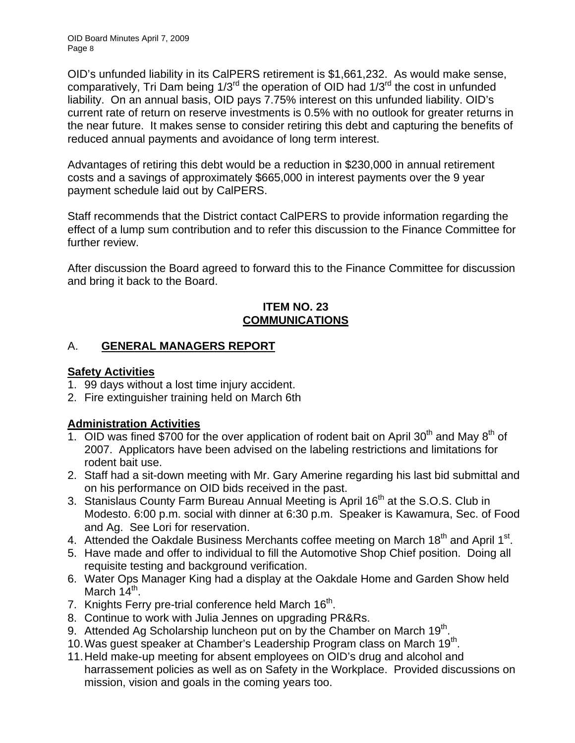OID's unfunded liability in its CalPERS retirement is $1,661,232. As would make sense, comparatively, Tri Dam being 1/3rd the operation of OID had 1/3rd the cost in unfunded liability. On an annual basis, OID pays 7.75% interest on this unfunded liability. OID's current rate of return on reserve investments is 0.5% with no outlook for greater returns in the near future. It makes sense to consider retiring this debt and capturing the benefits of reduced annual payments and avoidance of long term interest.

Advantages of retiring this debt would be a reduction in $230,000 in annual retirement costs and a savings of approximately $665,000 in interest payments over the 9 year payment schedule laid out by CalPERS.

Staff recommends that the District contact CalPERS to provide information regarding the effect of a lump sum contribution and to refer this discussion to the Finance Committee for further review.

After discussion the Board agreed to forward this to the Finance Committee for discussion and bring it back to the Board.

**ITEM NO. 23**
**COMMUNICATIONS**

## A. GENERAL MANAGERS REPORT

**Safety Activities**

1. 99 days without a lost time injury accident.
2. Fire extinguisher training held on March 6th

**Administration Activities**

1. OID was fined $700 for the over application of rodent bait on April 30th and May 8th of 2007. Applicators have been advised on the labeling restrictions and limitations for rodent bait use.
2. Staff had a sit-down meeting with Mr. Gary Amerine regarding his last bid submittal and on his performance on OID bids received in the past.
3. Stanislaus County Farm Bureau Annual Meeting is April 16th at the S.O.S. Club in Modesto. 6:00 p.m. social with dinner at 6:30 p.m. Speaker is Kawamura, Sec. of Food and Ag. See Lori for reservation.
4. Attended the Oakdale Business Merchants coffee meeting on March 18th and April 1st.
5. Have made and offer to individual to fill the Automotive Shop Chief position. Doing all requisite testing and background verification.
6. Water Ops Manager King had a display at the Oakdale Home and Garden Show held March 14th.
7. Knights Ferry pre-trial conference held March 16th.
8. Continue to work with Julia Jennes on upgrading PR&Rs.
9. Attended Ag Scholarship luncheon put on by the Chamber on March 19th.
10. Was guest speaker at Chamber's Leadership Program class on March 19th.
11. Held make-up meeting for absent employees on OID's drug and alcohol and harrassement policies as well as on Safety in the Workplace. Provided discussions on mission, vision and goals in the coming years too.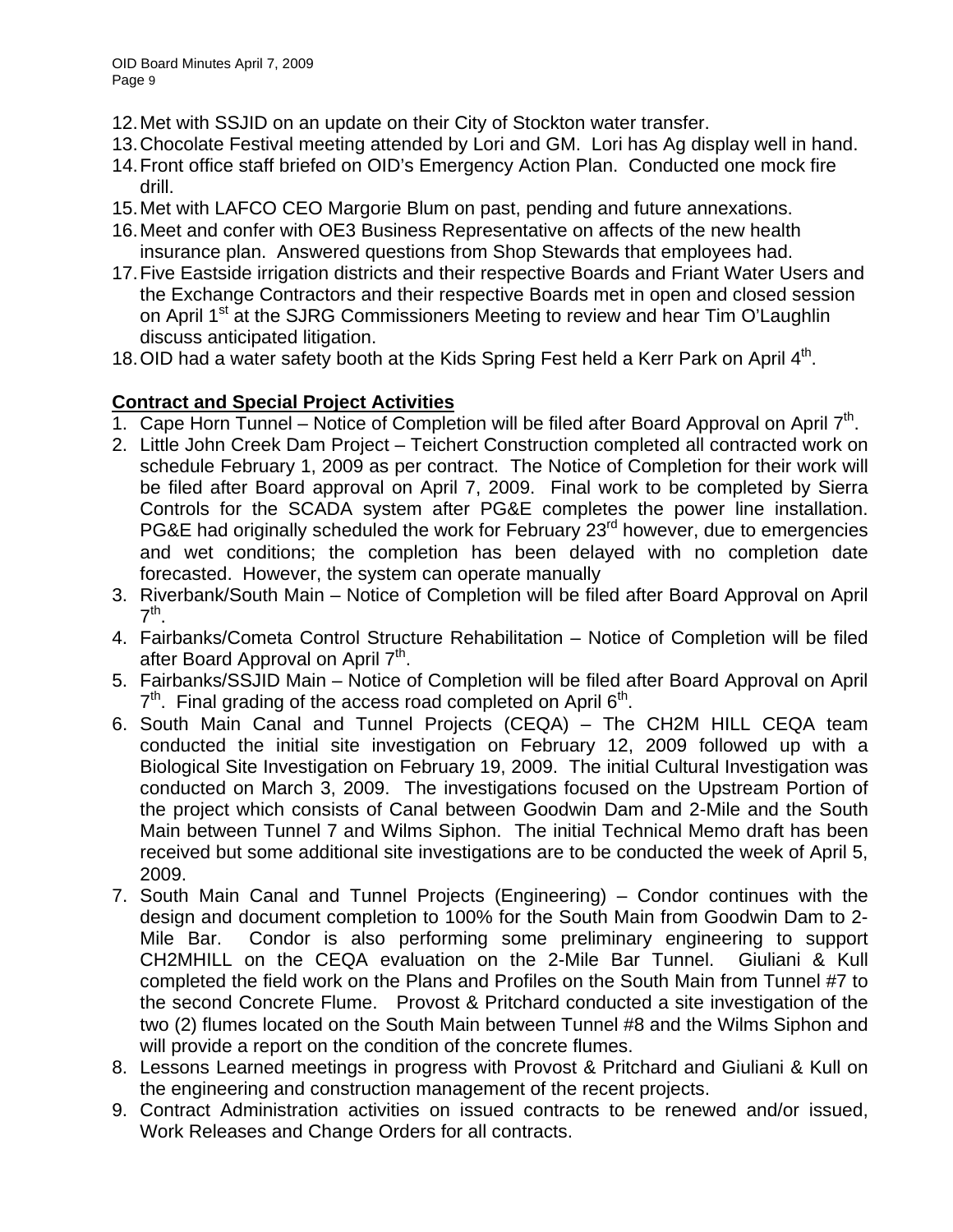12. Met with SSJID on an update on their City of Stockton water transfer.
13. Chocolate Festival meeting attended by Lori and GM. Lori has Ag display well in hand.
14. Front office staff briefed on OID's Emergency Action Plan. Conducted one mock fire drill.
15. Met with LAFCO CEO Margorie Blum on past, pending and future annexations.
16. Meet and confer with OE3 Business Representative on affects of the new health insurance plan. Answered questions from Shop Stewards that employees had.
17. Five Eastside irrigation districts and their respective Boards and Friant Water Users and the Exchange Contractors and their respective Boards met in open and closed session on April 1st at the SJRG Commissioners Meeting to review and hear Tim O'Laughlin discuss anticipated litigation.
18. OID had a water safety booth at the Kids Spring Fest held a Kerr Park on April 4th.

**Contract and Special Project Activities**

1. Cape Horn Tunnel – Notice of Completion will be filed after Board Approval on April 7th.
2. Little John Creek Dam Project – Teichert Construction completed all contracted work on schedule February 1, 2009 as per contract. The Notice of Completion for their work will be filed after Board approval on April 7, 2009. Final work to be completed by Sierra Controls for the SCADA system after PG&E completes the power line installation. PG&E had originally scheduled the work for February 23rd however, due to emergencies and wet conditions; the completion has been delayed with no completion date forecasted. However, the system can operate manually
3. Riverbank/South Main – Notice of Completion will be filed after Board Approval on April 7th.
4. Fairbanks/Cometa Control Structure Rehabilitation – Notice of Completion will be filed after Board Approval on April 7th.
5. Fairbanks/SSJID Main – Notice of Completion will be filed after Board Approval on April 7th. Final grading of the access road completed on April 6th.
6. South Main Canal and Tunnel Projects (CEQA) – The CH2M HILL CEQA team conducted the initial site investigation on February 12, 2009 followed up with a Biological Site Investigation on February 19, 2009. The initial Cultural Investigation was conducted on March 3, 2009. The investigations focused on the Upstream Portion of the project which consists of Canal between Goodwin Dam and 2-Mile and the South Main between Tunnel 7 and Wilms Siphon. The initial Technical Memo draft has been received but some additional site investigations are to be conducted the week of April 5, 2009.
7. South Main Canal and Tunnel Projects (Engineering) – Condor continues with the design and document completion to 100% for the South Main from Goodwin Dam to 2-Mile Bar. Condor is also performing some preliminary engineering to support CH2MHILL on the CEQA evaluation on the 2-Mile Bar Tunnel. Giuliani & Kull completed the field work on the Plans and Profiles on the South Main from Tunnel #7 to the second Concrete Flume. Provost & Pritchard conducted a site investigation of the two (2) flumes located on the South Main between Tunnel #8 and the Wilms Siphon and will provide a report on the condition of the concrete flumes.
8. Lessons Learned meetings in progress with Provost & Pritchard and Giuliani & Kull on the engineering and construction management of the recent projects.
9. Contract Administration activities on issued contracts to be renewed and/or issued, Work Releases and Change Orders for all contracts.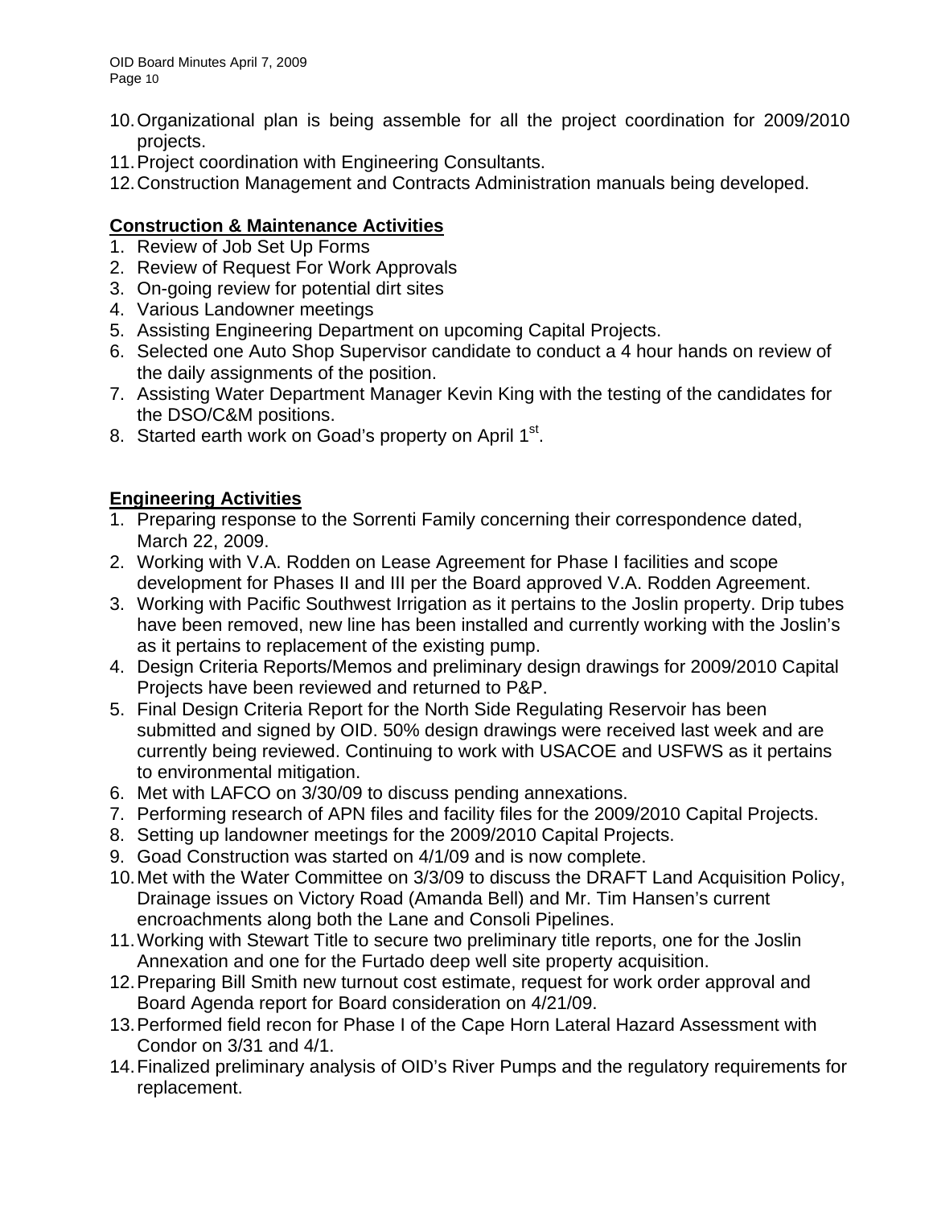10. Organizational plan is being assemble for all the project coordination for 2009/2010 projects.
11. Project coordination with Engineering Consultants.
12. Construction Management and Contracts Administration manuals being developed.

**Construction & Maintenance Activities**

1. Review of Job Set Up Forms
2. Review of Request For Work Approvals
3. On-going review for potential dirt sites
4. Various Landowner meetings
5. Assisting Engineering Department on upcoming Capital Projects.
6. Selected one Auto Shop Supervisor candidate to conduct a 4 hour hands on review of the daily assignments of the position.
7. Assisting Water Department Manager Kevin King with the testing of the candidates for the DSO/C&M positions.
8. Started earth work on Goad's property on April 1st.

**Engineering Activities**

1. Preparing response to the Sorrenti Family concerning their correspondence dated, March 22, 2009.
2. Working with V.A. Rodden on Lease Agreement for Phase I facilities and scope development for Phases II and III per the Board approved V.A. Rodden Agreement.
3. Working with Pacific Southwest Irrigation as it pertains to the Joslin property. Drip tubes have been removed, new line has been installed and currently working with the Joslin's as it pertains to replacement of the existing pump.
4. Design Criteria Reports/Memos and preliminary design drawings for 2009/2010 Capital Projects have been reviewed and returned to P&P.
5. Final Design Criteria Report for the North Side Regulating Reservoir has been submitted and signed by OID. 50% design drawings were received last week and are currently being reviewed. Continuing to work with USACOE and USFWS as it pertains to environmental mitigation.
6. Met with LAFCO on 3/30/09 to discuss pending annexations.
7. Performing research of APN files and facility files for the 2009/2010 Capital Projects.
8. Setting up landowner meetings for the 2009/2010 Capital Projects.
9. Goad Construction was started on 4/1/09 and is now complete.
10. Met with the Water Committee on 3/3/09 to discuss the DRAFT Land Acquisition Policy, Drainage issues on Victory Road (Amanda Bell) and Mr. Tim Hansen's current encroachments along both the Lane and Consoli Pipelines.
11. Working with Stewart Title to secure two preliminary title reports, one for the Joslin Annexation and one for the Furtado deep well site property acquisition.
12. Preparing Bill Smith new turnout cost estimate, request for work order approval and Board Agenda report for Board consideration on 4/21/09.
13. Performed field recon for Phase I of the Cape Horn Lateral Hazard Assessment with Condor on 3/31 and 4/1.
14. Finalized preliminary analysis of OID's River Pumps and the regulatory requirements for replacement.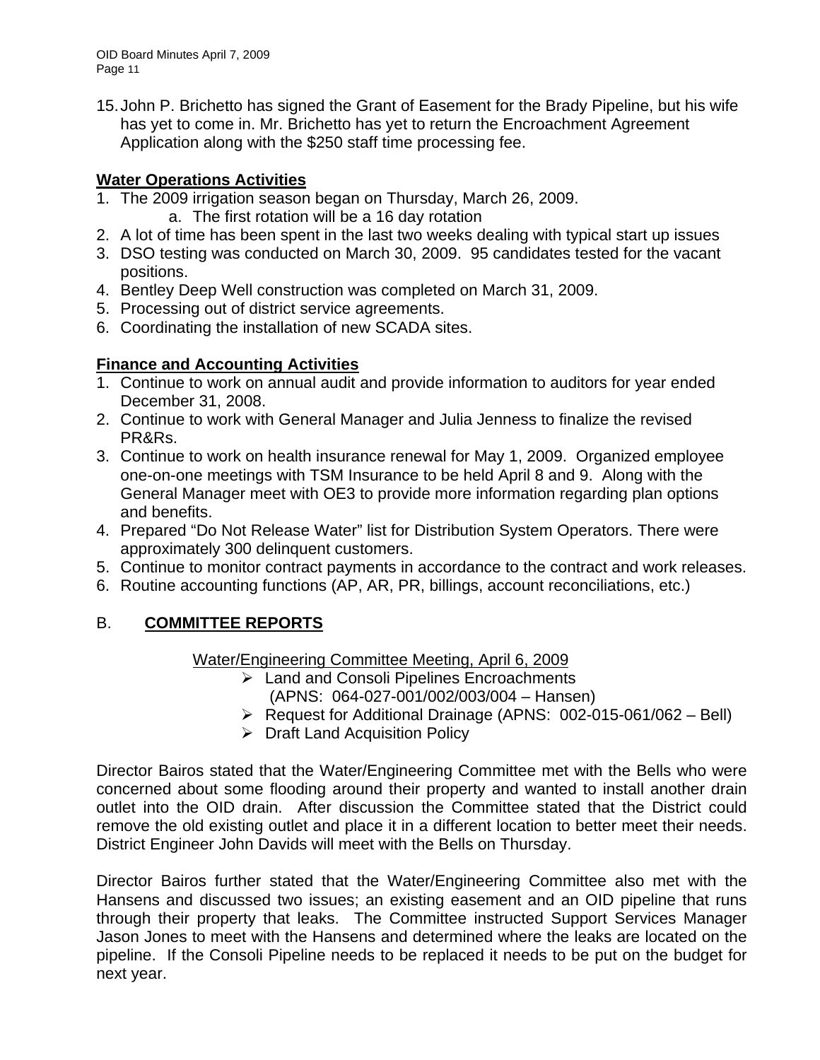15. John P. Brichetto has signed the Grant of Easement for the Brady Pipeline, but his wife has yet to come in. Mr. Brichetto has yet to return the Encroachment Agreement Application along with the $250 staff time processing fee.

**Water Operations Activities**

1. The 2009 irrigation season began on Thursday, March 26, 2009.
   a. The first rotation will be a 16 day rotation
2. A lot of time has been spent in the last two weeks dealing with typical start up issues
3. DSO testing was conducted on March 30, 2009. 95 candidates tested for the vacant positions.
4. Bentley Deep Well construction was completed on March 31, 2009.
5. Processing out of district service agreements.
6. Coordinating the installation of new SCADA sites.

**Finance and Accounting Activities**

1. Continue to work on annual audit and provide information to auditors for year ended December 31, 2008.
2. Continue to work with General Manager and Julia Jenness to finalize the revised PR&Rs.
3. Continue to work on health insurance renewal for May 1, 2009. Organized employee one-on-one meetings with TSM Insurance to be held April 8 and 9. Along with the General Manager meet with OE3 to provide more information regarding plan options and benefits.
4. Prepared "Do Not Release Water" list for Distribution System Operators. There were approximately 300 delinquent customers.
5. Continue to monitor contract payments in accordance to the contract and work releases.
6. Routine accounting functions (AP, AR, PR, billings, account reconciliations, etc.)

## B. **COMMITTEE REPORTS**

Water/Engineering Committee Meeting, April 6, 2009

- Land and Consoli Pipelines Encroachments (APNS: 064-027-001/002/003/004 – Hansen)
- Request for Additional Drainage (APNS: 002-015-061/062 – Bell)
- Draft Land Acquisition Policy

Director Bairos stated that the Water/Engineering Committee met with the Bells who were concerned about some flooding around their property and wanted to install another drain outlet into the OID drain. After discussion the Committee stated that the District could remove the old existing outlet and place it in a different location to better meet their needs. District Engineer John Davids will meet with the Bells on Thursday.

Director Bairos further stated that the Water/Engineering Committee also met with the Hansens and discussed two issues; an existing easement and an OID pipeline that runs through their property that leaks. The Committee instructed Support Services Manager Jason Jones to meet with the Hansens and determined where the leaks are located on the pipeline. If the Consoli Pipeline needs to be replaced it needs to be put on the budget for next year.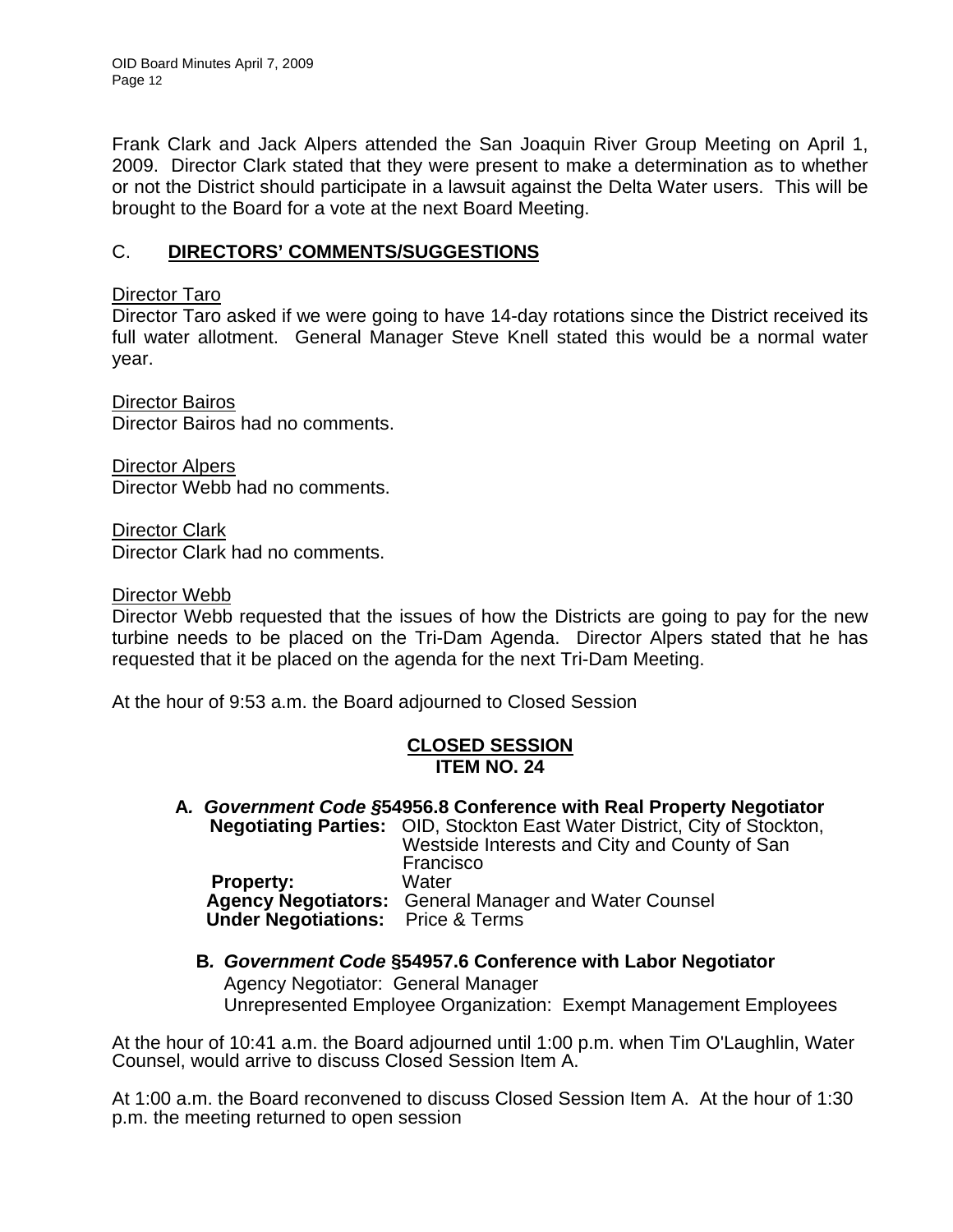Frank Clark and Jack Alpers attended the San Joaquin River Group Meeting on April 1, 2009. Director Clark stated that they were present to make a determination as to whether or not the District should participate in a lawsuit against the Delta Water users. This will be brought to the Board for a vote at the next Board Meeting.

## C. **DIRECTORS' COMMENTS/SUGGESTIONS**

Director Taro
Director Taro asked if we were going to have 14-day rotations since the District received its full water allotment. General Manager Steve Knell stated this would be a normal water year.

Director Bairos
Director Bairos had no comments.

Director Alpers
Director Webb had no comments.

Director Clark
Director Clark had no comments.

Director Webb
Director Webb requested that the issues of how the Districts are going to pay for the new turbine needs to be placed on the Tri-Dam Agenda. Director Alpers stated that he has requested that it be placed on the agenda for the next Tri-Dam Meeting.

At the hour of 9:53 a.m. the Board adjourned to Closed Session

## **CLOSED SESSION**
## **ITEM NO. 24**

**A. *Government Code §*54956.8 Conference with Real Property Negotiator**
**Negotiating Parties:** OID, Stockton East Water District, City of Stockton, Westside Interests and City and County of San Francisco
**Property:** Water
**Agency Negotiators:** General Manager and Water Counsel
**Under Negotiations:** Price & Terms

**B. *Government Code* §54957.6 Conference with Labor Negotiator**
Agency Negotiator: General Manager
Unrepresented Employee Organization: Exempt Management Employees

At the hour of 10:41 a.m. the Board adjourned until 1:00 p.m. when Tim O'Laughlin, Water Counsel, would arrive to discuss Closed Session Item A.

At 1:00 a.m. the Board reconvened to discuss Closed Session Item A. At the hour of 1:30 p.m. the meeting returned to open session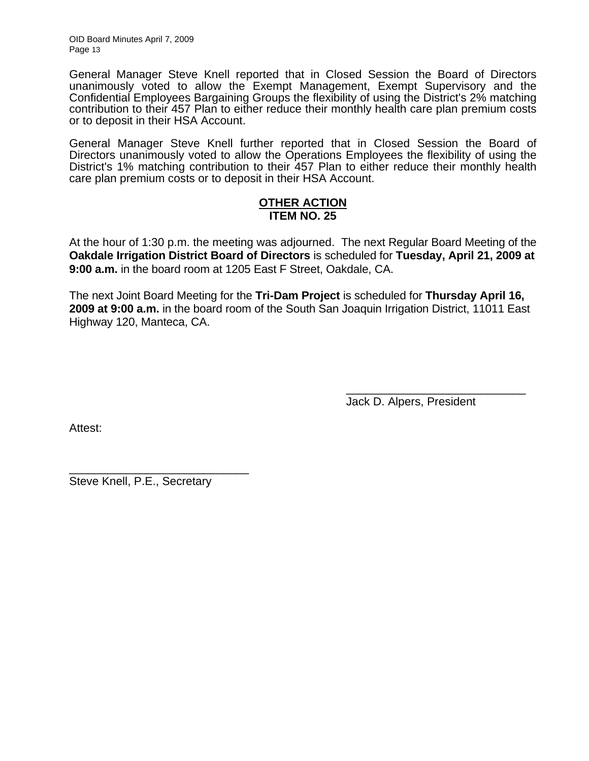General Manager Steve Knell reported that in Closed Session the Board of Directors unanimously voted to allow the Exempt Management, Exempt Supervisory and the Confidential Employees Bargaining Groups the flexibility of using the District's 2% matching contribution to their 457 Plan to either reduce their monthly health care plan premium costs or to deposit in their HSA Account.

General Manager Steve Knell further reported that in Closed Session the Board of Directors unanimously voted to allow the Operations Employees the flexibility of using the District's 1% matching contribution to their 457 Plan to either reduce their monthly health care plan premium costs or to deposit in their HSA Account.

**OTHER ACTION**
**ITEM NO. 25**

At the hour of 1:30 p.m. the meeting was adjourned. The next Regular Board Meeting of the **Oakdale Irrigation District Board of Directors** is scheduled for **Tuesday, April 21, 2009 at 9:00 a.m.** in the board room at 1205 East F Street, Oakdale, CA.

The next Joint Board Meeting for the **Tri-Dam Project** is scheduled for **Thursday April 16, 2009 at 9:00 a.m.** in the board room of the South San Joaquin Irrigation District, 11011 East Highway 120, Manteca, CA.

\_\_\_\_\_\_\_\_\_\_\_\_\_\_\_\_\_\_\_\_\_\_\_\_\_\_\_\_
Jack D. Alpers, President

Attest:

\_\_\_\_\_\_\_\_\_\_\_\_\_\_\_\_\_\_\_\_\_\_\_\_\_\_\_\_
Steve Knell, P.E., Secretary